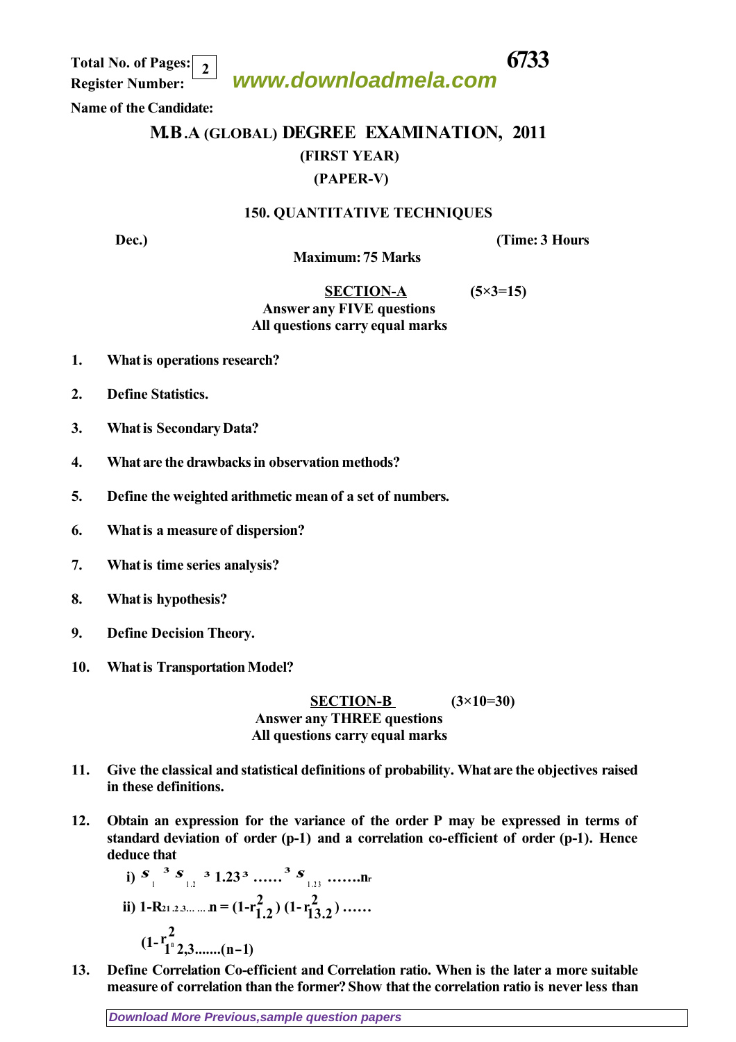Total No. of Pages: 2

Register Number:

**6733**

Name of the Candidate:

# M.B.A (GLOBAL) DEGREE EXAMINATION, 2011

## (FIRST YEAR)

## (PAPER-V)

### 150. QUANTITATIVE TECHNIQUES

**Dec.)** **(Time: 3 Hours**

**Maximum: 75 Marks**

### SECTION-A (5×3=15)

**Answer any FIVE questions**
**All questions carry equal marks**

1. What is operations research?

2. Define Statistics.

3. What is Secondary Data?

4. What are the drawbacks in observation methods?

5. Define the weighted arithmetic mean of a set of numbers.

6. What is a measure of dispersion?

7. What is time series analysis?

8. What is hypothesis?

9. Define Decision Theory.

10. What is Transportation Model?

### SECTION-B (3×10=30)

**Answer any THREE questions**
**All questions carry equal marks**

11. Give the classical and statistical definitions of probability. What are the objectives raised in these definitions.

12. Obtain an expression for the variance of the order P may be expressed in terms of standard deviation of order (p-1) and a correlation co-efficient of order (p-1). Hence deduce that

    i) $s_1 \geq s_{1.2} \geq 1.23 \geq \ldots\ldots \geq s_{1.23} \ldots\ldots n_r$

    ii) $1-R^2_{1.23\ldots\ldots n} = (1-r^2_{1.2})(1-r^2_{13.2})\ldots\ldots(1-r^2_{1n.2,3\ldots\ldots(n-1)})$

13. Define Correlation Co-efficient and Correlation ratio. When is the later a more suitable measure of correlation than the former? Show that the correlation ratio is never less than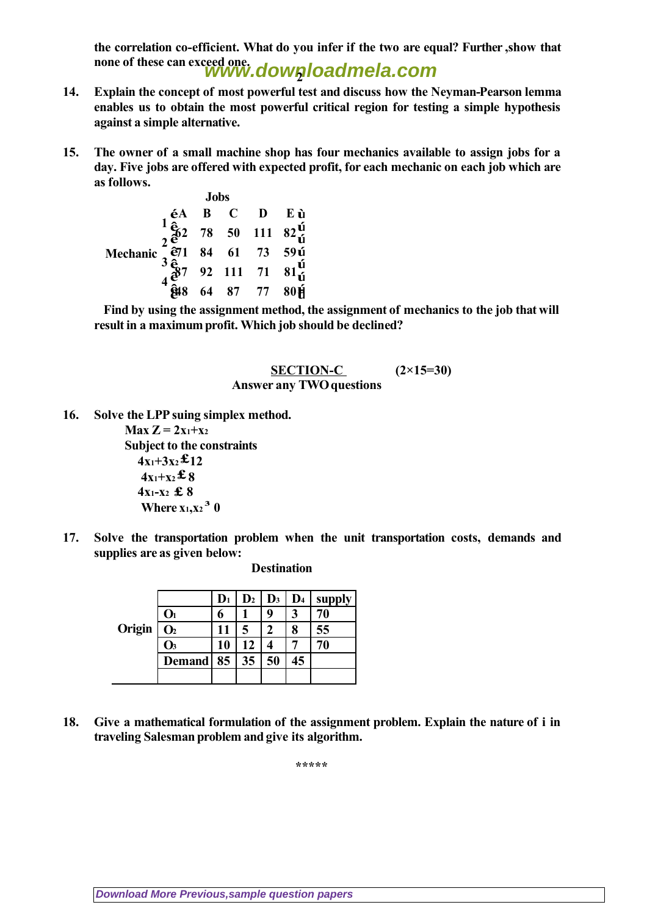the correlation co-efficient. What do you infer if the two are equal? Further ,show that none of these can exceed one.

14. **Explain the concept of most powerful test and discuss how the Neyman-Pearson lemma enables us to obtain the most powerful critical region for testing a simple hypothesis against a simple alternative.**

15. **The owner of a small machine shop has four mechanics available to assign jobs for a day. Five jobs are offered with expected profit, for each mechanic on each job which are as follows.**

**Jobs**

| Mechanic | A | B | C | D | E |
|---|---|---|---|---|---|
| 1 | 62 | 78 | 50 | 111 | 82 |
| 2 | 71 | 84 | 61 | 73 | 59 |
| 3 | 87 | 92 | 111 | 71 | 81 |
| 4 | 48 | 64 | 87 | 77 | 80 |

**Find by using the assignment method, the assignment of mechanics to the job that will result in a maximum profit. Which job should be declined?**

## SECTION-C (2×15=30)

**Answer any TWO questions**

16. **Solve the LPP suing simplex method.**

    **Max** $Z = 2x_1+x_2$

    **Subject to the constraints**

    $4x_1+3x_2 \le 12$

    $4x_1+x_2 \le 8$

    $4x_1-x_2 \le 8$

    **Where** $x_1,x_2 \ge 0$

17. **Solve the transportation problem when the unit transportation costs, demands and supplies are as given below:**

**Destination**

| Origin | $D_1$ | $D_2$ | $D_3$ | $D_4$ | supply |
|---|---|---|---|---|---|
| $O_1$ | 6 | 1 | 9 | 3 | 70 |
| $O_2$ | 11 | 5 | 2 | 8 | 55 |
| $O_3$ | 10 | 12 | 4 | 7 | 70 |
| Demand | 85 | 35 | 50 | 45 | |

18. **Give a mathematical formulation of the assignment problem. Explain the nature of i in traveling Salesman problem and give its algorithm.**

*****